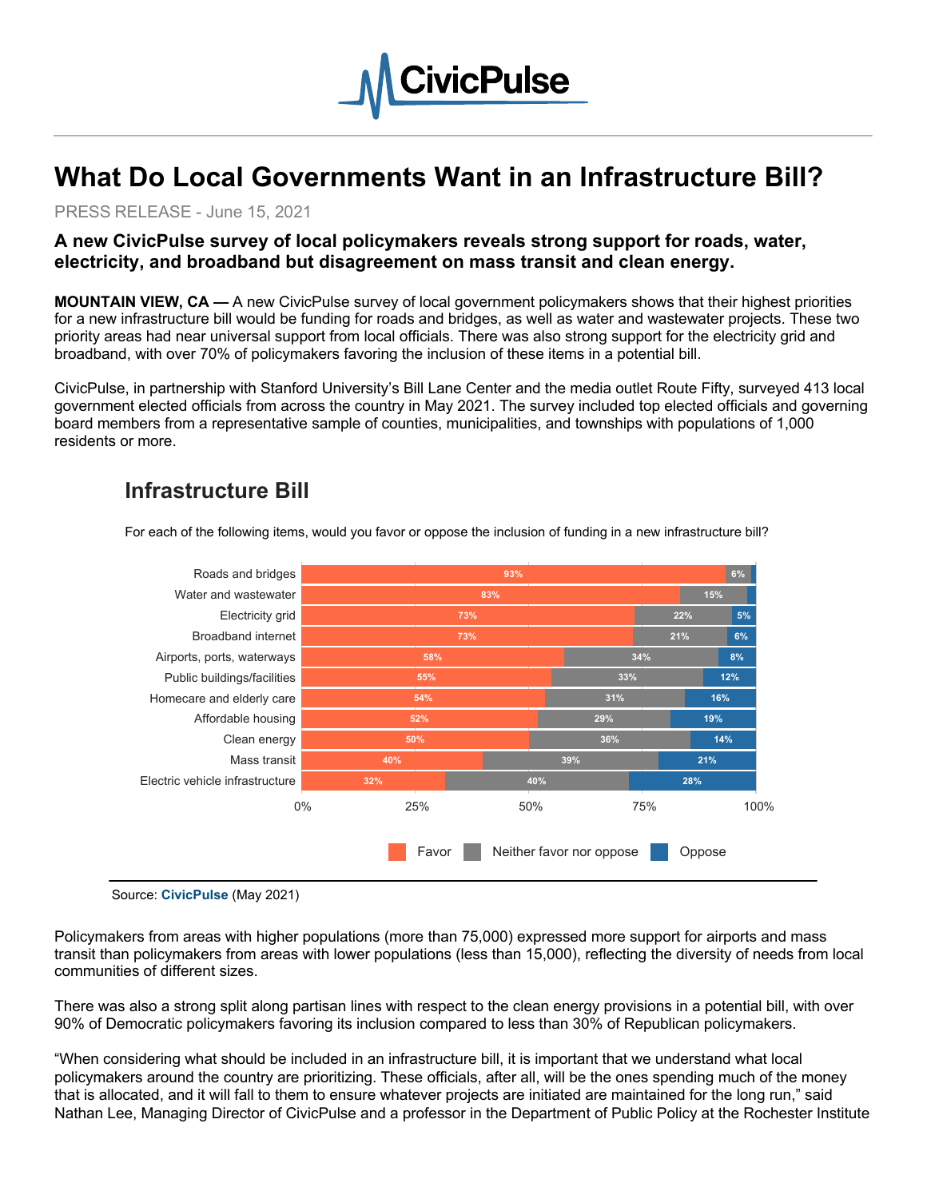# CivicPulse

# What Do Local Governments Want in an Infrastructure Bill?

PRESS RELEASE - June 15, 2021

**A new CivicPulse survey of local policymakers reveals strong support for roads, water, electricity, and broadband but disagreement on mass transit and clean energy.**

**MOUNTAIN VIEW, CA —** A new CivicPulse survey of local government policymakers shows that their highest priorities for a new infrastructure bill would be funding for roads and bridges, as well as water and wastewater projects. These two priority areas had near universal support from local officials. There was also strong support for the electricity grid and broadband, with over 70% of policymakers favoring the inclusion of these items in a potential bill.

CivicPulse, in partnership with Stanford University's Bill Lane Center and the media outlet Route Fifty, surveyed 413 local government elected officials from across the country in May 2021. The survey included top elected officials and governing board members from a representative sample of counties, municipalities, and townships with populations of 1,000 residents or more.

## Infrastructure Bill

For each of the following items, would you favor or oppose the inclusion of funding in a new infrastructure bill?

| Item | Favor | Neither favor nor oppose | Oppose |
|---|---|---|---|
| Roads and bridges | 93% | 6% | |
| Water and wastewater | 83% | 15% | |
| Electricity grid | 73% | 22% | 5% |
| Broadband internet | 73% | 21% | 6% |
| Airports, ports, waterways | 58% | 34% | 8% |
| Public buildings/facilities | 55% | 33% | 12% |
| Homecare and elderly care | 54% | 31% | 16% |
| Affordable housing | 52% | 29% | 19% |
| Clean energy | 50% | 36% | 14% |
| Mass transit | 40% | 39% | 21% |
| Electric vehicle infrastructure | 32% | 40% | 28% |

Source: **CivicPulse** (May 2021)

Policymakers from areas with higher populations (more than 75,000) expressed more support for airports and mass transit than policymakers from areas with lower populations (less than 15,000), reflecting the diversity of needs from local communities of different sizes.

There was also a strong split along partisan lines with respect to the clean energy provisions in a potential bill, with over 90% of Democratic policymakers favoring its inclusion compared to less than 30% of Republican policymakers.

"When considering what should be included in an infrastructure bill, it is important that we understand what local policymakers around the country are prioritizing. These officials, after all, will be the ones spending much of the money that is allocated, and it will fall to them to ensure whatever projects are initiated are maintained for the long run," said Nathan Lee, Managing Director of CivicPulse and a professor in the Department of Public Policy at the Rochester Institute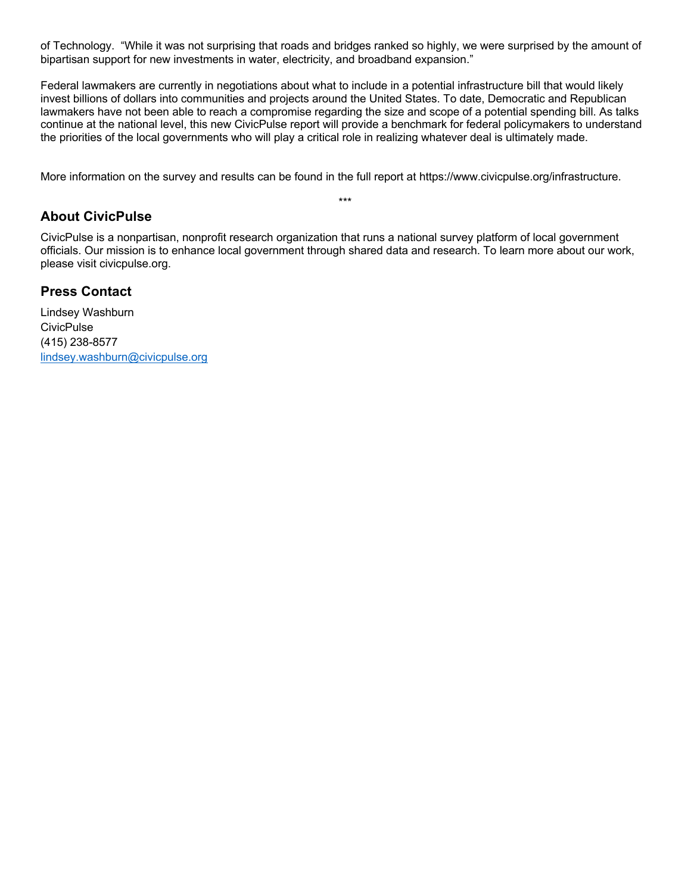of Technology. "While it was not surprising that roads and bridges ranked so highly, we were surprised by the amount of bipartisan support for new investments in water, electricity, and broadband expansion."

Federal lawmakers are currently in negotiations about what to include in a potential infrastructure bill that would likely invest billions of dollars into communities and projects around the United States. To date, Democratic and Republican lawmakers have not been able to reach a compromise regarding the size and scope of a potential spending bill. As talks continue at the national level, this new CivicPulse report will provide a benchmark for federal policymakers to understand the priorities of the local governments who will play a critical role in realizing whatever deal is ultimately made.

More information on the survey and results can be found in the full report at https://www.civicpulse.org/infrastructure.

***

## About CivicPulse

CivicPulse is a nonpartisan, nonprofit research organization that runs a national survey platform of local government officials. Our mission is to enhance local government through shared data and research. To learn more about our work, please visit civicpulse.org.

## Press Contact

Lindsey Washburn
CivicPulse
(415) 238-8577
lindsey.washburn@civicpulse.org